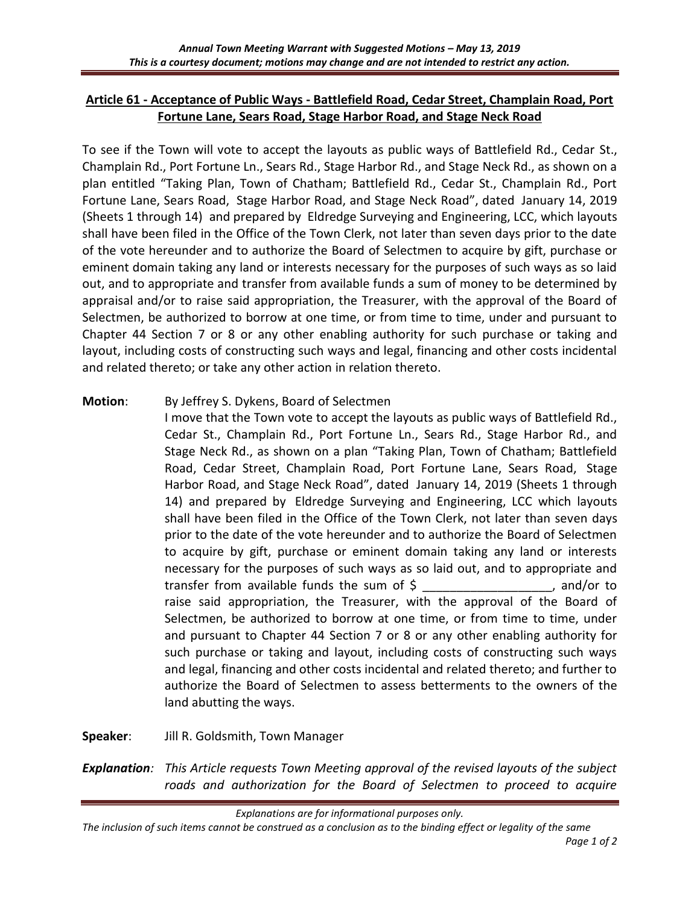## Article 61 - Acceptance of Public Ways - Battlefield Road, Cedar Street, Champlain Road, Port Fortune Lane, Sears Road, Stage Harbor Road, and Stage Neck Road

To see if the Town will vote to accept the layouts as public ways of Battlefield Rd., Cedar St., Champlain Rd., Port Fortune Ln., Sears Rd., Stage Harbor Rd., and Stage Neck Rd., as shown on a plan entitled "Taking Plan, Town of Chatham; Battlefield Rd., Cedar St., Champlain Rd., Port Fortune Lane, Sears Road, Stage Harbor Road, and Stage Neck Road", dated January 14, 2019 (Sheets 1 through 14) and prepared by Eldredge Surveying and Engineering, LCC, which layouts shall have been filed in the Office of the Town Clerk, not later than seven days prior to the date of the vote hereunder and to authorize the Board of Selectmen to acquire by gift, purchase or eminent domain taking any land or interests necessary for the purposes of such ways as so laid out, and to appropriate and transfer from available funds a sum of money to be determined by appraisal and/or to raise said appropriation, the Treasurer, with the approval of the Board of Selectmen, be authorized to borrow at one time, or from time to time, under and pursuant to Chapter 44 Section 7 or 8 or any other enabling authority for such purchase or taking and layout, including costs of constructing such ways and legal, financing and other costs incidental and related thereto; or take any other action in relation thereto.

**Motion**: By Jeffrey S. Dykens, Board of Selectmen

I move that the Town vote to accept the layouts as public ways of Battlefield Rd., Cedar St., Champlain Rd., Port Fortune Ln., Sears Rd., Stage Harbor Rd., and Stage Neck Rd., as shown on a plan "Taking Plan, Town of Chatham; Battlefield Road, Cedar Street, Champlain Road, Port Fortune Lane, Sears Road, Stage Harbor Road, and Stage Neck Road", dated January 14, 2019 (Sheets 1 through 14) and prepared by Eldredge Surveying and Engineering, LCC which layouts shall have been filed in the Office of the Town Clerk, not later than seven days prior to the date of the vote hereunder and to authorize the Board of Selectmen to acquire by gift, purchase or eminent domain taking any land or interests necessary for the purposes of such ways as so laid out, and to appropriate and transfer from available funds the sum of $ __________________, and/or to raise said appropriation, the Treasurer, with the approval of the Board of Selectmen, be authorized to borrow at one time, or from time to time, under and pursuant to Chapter 44 Section 7 or 8 or any other enabling authority for such purchase or taking and layout, including costs of constructing such ways and legal, financing and other costs incidental and related thereto; and further to authorize the Board of Selectmen to assess betterments to the owners of the land abutting the ways.

**Speaker**: Jill R. Goldsmith, Town Manager

***Explanation**: This Article requests Town Meeting approval of the revised layouts of the subject roads and authorization for the Board of Selectmen to proceed to acquire*

*Explanations are for informational purposes only.*
*The inclusion of such items cannot be construed as a conclusion as to the binding effect or legality of the same*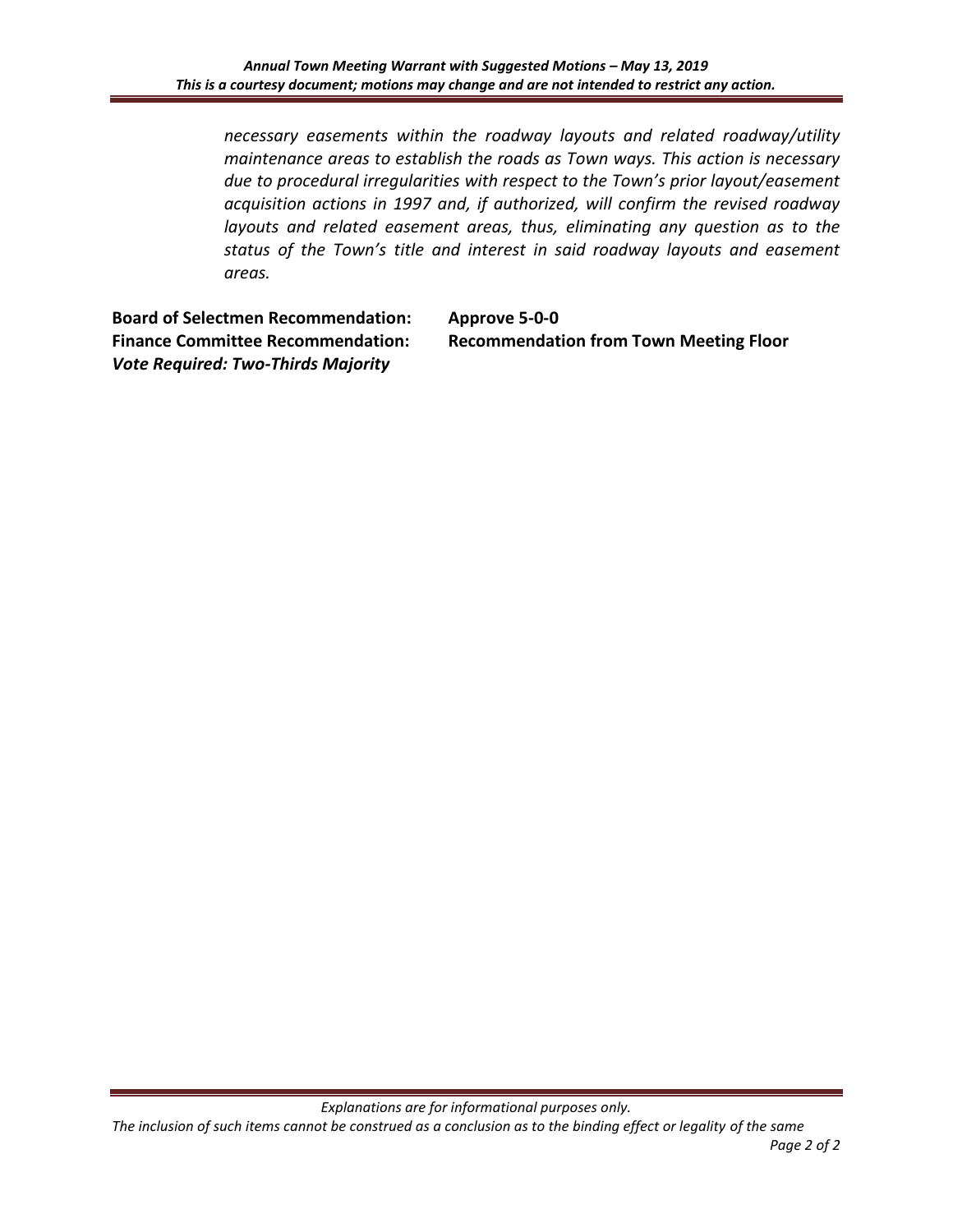*necessary easements within the roadway layouts and related roadway/utility maintenance areas to establish the roads as Town ways. This action is necessary due to procedural irregularities with respect to the Town's prior layout/easement acquisition actions in 1997 and, if authorized, will confirm the revised roadway layouts and related easement areas, thus, eliminating any question as to the status of the Town's title and interest in said roadway layouts and easement areas.*

**Board of Selectmen Recommendation:** **Approve 5-0-0**
**Finance Committee Recommendation:** **Recommendation from Town Meeting Floor**
***Vote Required: Two-Thirds Majority***

*Explanations are for informational purposes only.*
*The inclusion of such items cannot be construed as a conclusion as to the binding effect or legality of the same*